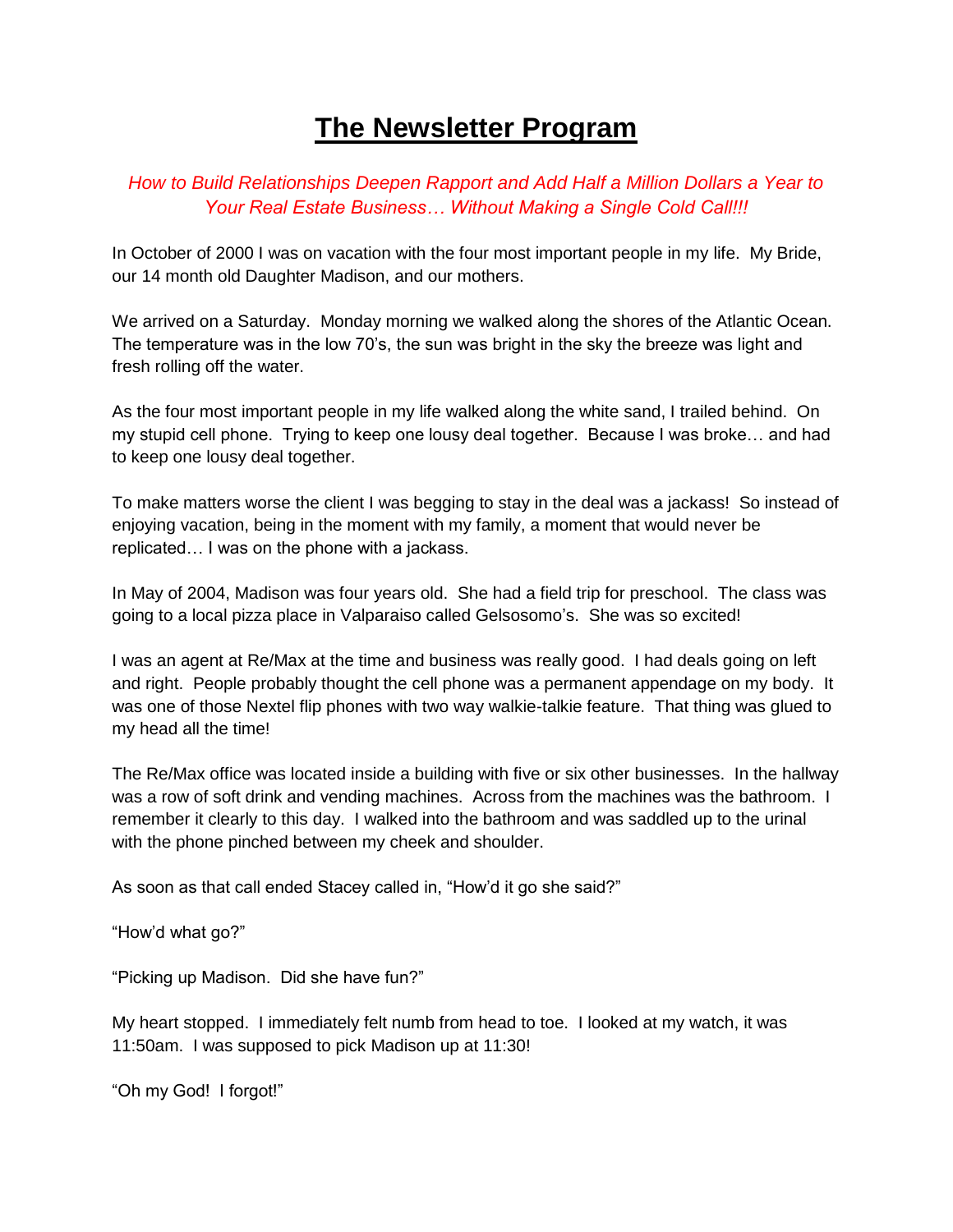# The Newsletter Program

*How to Build Relationships Deepen Rapport and Add Half a Million Dollars a Year to Your Real Estate Business… Without Making a Single Cold Call!!!*

In October of 2000 I was on vacation with the four most important people in my life. My Bride, our 14 month old Daughter Madison, and our mothers.

We arrived on a Saturday. Monday morning we walked along the shores of the Atlantic Ocean. The temperature was in the low 70's, the sun was bright in the sky the breeze was light and fresh rolling off the water.

As the four most important people in my life walked along the white sand, I trailed behind. On my stupid cell phone. Trying to keep one lousy deal together. Because I was broke… and had to keep one lousy deal together.

To make matters worse the client I was begging to stay in the deal was a jackass! So instead of enjoying vacation, being in the moment with my family, a moment that would never be replicated… I was on the phone with a jackass.

In May of 2004, Madison was four years old. She had a field trip for preschool. The class was going to a local pizza place in Valparaiso called Gelsosomo's. She was so excited!

I was an agent at Re/Max at the time and business was really good. I had deals going on left and right. People probably thought the cell phone was a permanent appendage on my body. It was one of those Nextel flip phones with two way walkie-talkie feature. That thing was glued to my head all the time!

The Re/Max office was located inside a building with five or six other businesses. In the hallway was a row of soft drink and vending machines. Across from the machines was the bathroom. I remember it clearly to this day. I walked into the bathroom and was saddled up to the urinal with the phone pinched between my cheek and shoulder.

As soon as that call ended Stacey called in, "How'd it go she said?"

"How'd what go?"

"Picking up Madison. Did she have fun?"

My heart stopped. I immediately felt numb from head to toe. I looked at my watch, it was 11:50am. I was supposed to pick Madison up at 11:30!

"Oh my God! I forgot!"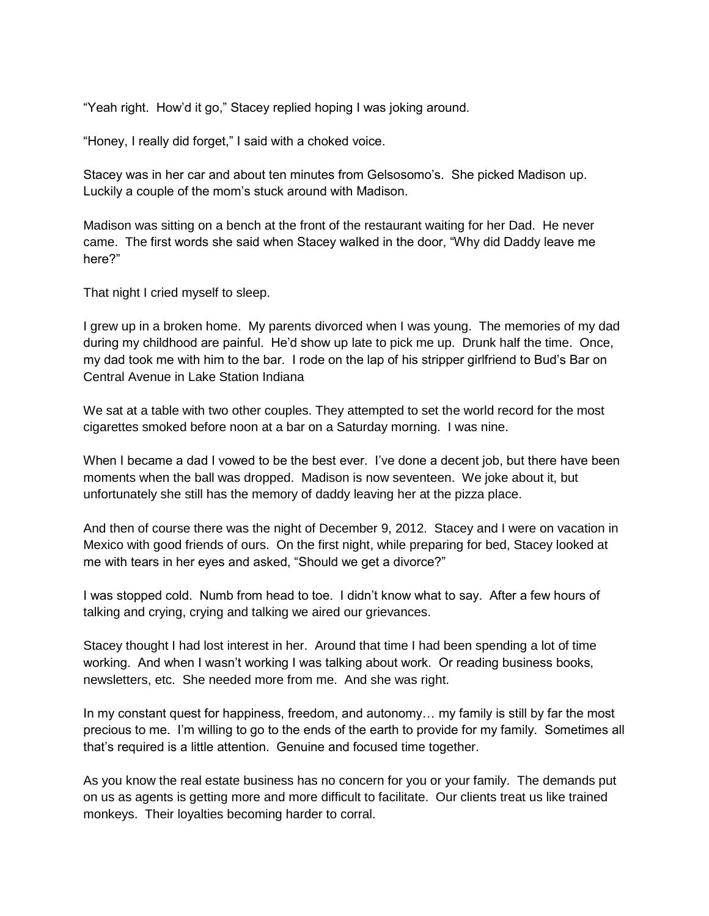"Yeah right. How'd it go," Stacey replied hoping I was joking around.

"Honey, I really did forget," I said with a choked voice.

Stacey was in her car and about ten minutes from Gelsosomo's. She picked Madison up. Luckily a couple of the mom's stuck around with Madison.

Madison was sitting on a bench at the front of the restaurant waiting for her Dad. He never came. The first words she said when Stacey walked in the door, "Why did Daddy leave me here?"

That night I cried myself to sleep.

I grew up in a broken home. My parents divorced when I was young. The memories of my dad during my childhood are painful. He'd show up late to pick me up. Drunk half the time. Once, my dad took me with him to the bar. I rode on the lap of his stripper girlfriend to Bud's Bar on Central Avenue in Lake Station Indiana

We sat at a table with two other couples. They attempted to set the world record for the most cigarettes smoked before noon at a bar on a Saturday morning. I was nine.

When I became a dad I vowed to be the best ever. I've done a decent job, but there have been moments when the ball was dropped. Madison is now seventeen. We joke about it, but unfortunately she still has the memory of daddy leaving her at the pizza place.

And then of course there was the night of December 9, 2012. Stacey and I were on vacation in Mexico with good friends of ours. On the first night, while preparing for bed, Stacey looked at me with tears in her eyes and asked, "Should we get a divorce?"

I was stopped cold. Numb from head to toe. I didn't know what to say. After a few hours of talking and crying, crying and talking we aired our grievances.

Stacey thought I had lost interest in her. Around that time I had been spending a lot of time working. And when I wasn't working I was talking about work. Or reading business books, newsletters, etc. She needed more from me. And she was right.

In my constant quest for happiness, freedom, and autonomy… my family is still by far the most precious to me. I'm willing to go to the ends of the earth to provide for my family. Sometimes all that's required is a little attention. Genuine and focused time together.

As you know the real estate business has no concern for you or your family. The demands put on us as agents is getting more and more difficult to facilitate. Our clients treat us like trained monkeys. Their loyalties becoming harder to corral.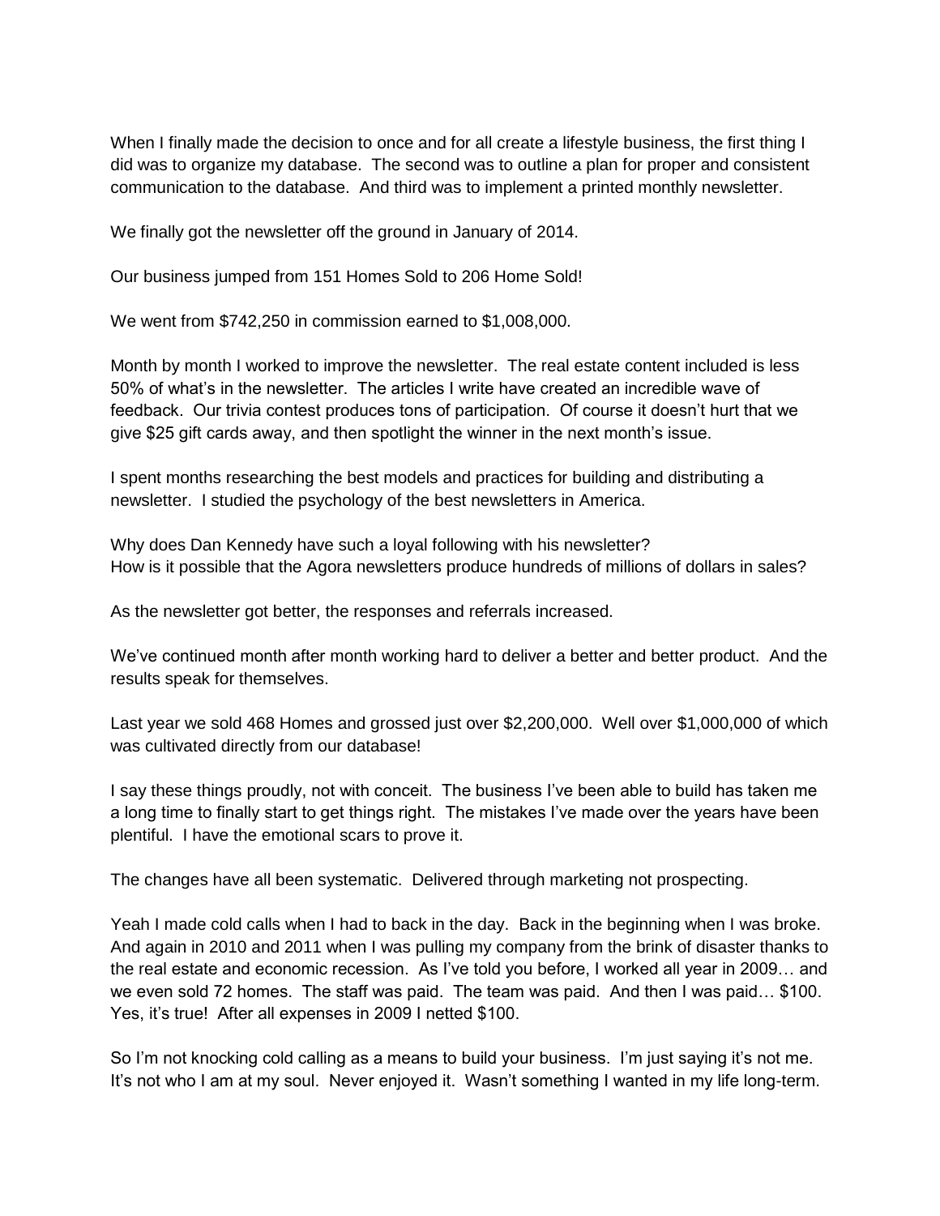When I finally made the decision to once and for all create a lifestyle business, the first thing I did was to organize my database. The second was to outline a plan for proper and consistent communication to the database. And third was to implement a printed monthly newsletter.

We finally got the newsletter off the ground in January of 2014.

Our business jumped from 151 Homes Sold to 206 Home Sold!

We went from $742,250 in commission earned to $1,008,000.

Month by month I worked to improve the newsletter. The real estate content included is less 50% of what's in the newsletter. The articles I write have created an incredible wave of feedback. Our trivia contest produces tons of participation. Of course it doesn't hurt that we give $25 gift cards away, and then spotlight the winner in the next month's issue.

I spent months researching the best models and practices for building and distributing a newsletter. I studied the psychology of the best newsletters in America.

Why does Dan Kennedy have such a loyal following with his newsletter?
How is it possible that the Agora newsletters produce hundreds of millions of dollars in sales?

As the newsletter got better, the responses and referrals increased.

We've continued month after month working hard to deliver a better and better product. And the results speak for themselves.

Last year we sold 468 Homes and grossed just over $2,200,000. Well over $1,000,000 of which was cultivated directly from our database!

I say these things proudly, not with conceit. The business I've been able to build has taken me a long time to finally start to get things right. The mistakes I've made over the years have been plentiful. I have the emotional scars to prove it.

The changes have all been systematic. Delivered through marketing not prospecting.

Yeah I made cold calls when I had to back in the day. Back in the beginning when I was broke. And again in 2010 and 2011 when I was pulling my company from the brink of disaster thanks to the real estate and economic recession. As I've told you before, I worked all year in 2009… and we even sold 72 homes. The staff was paid. The team was paid. And then I was paid… $100. Yes, it's true! After all expenses in 2009 I netted $100.

So I'm not knocking cold calling as a means to build your business. I'm just saying it's not me. It's not who I am at my soul. Never enjoyed it. Wasn't something I wanted in my life long-term.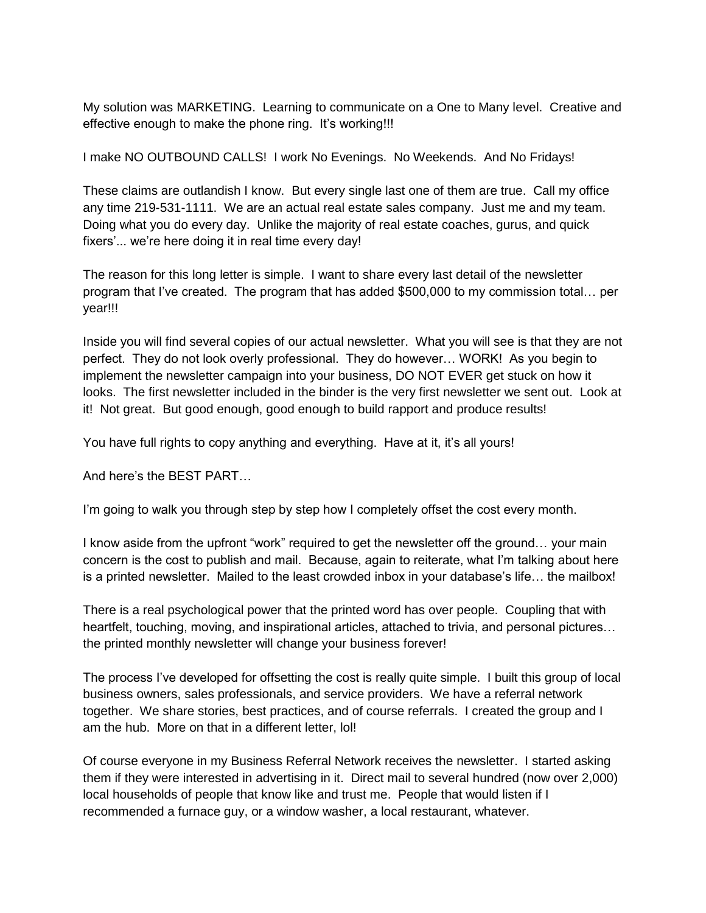My solution was MARKETING. Learning to communicate on a One to Many level. Creative and effective enough to make the phone ring. It's working!!!

I make NO OUTBOUND CALLS! I work No Evenings. No Weekends. And No Fridays!

These claims are outlandish I know. But every single last one of them are true. Call my office any time 219-531-1111. We are an actual real estate sales company. Just me and my team. Doing what you do every day. Unlike the majority of real estate coaches, gurus, and quick fixers'... we're here doing it in real time every day!

The reason for this long letter is simple. I want to share every last detail of the newsletter program that I've created. The program that has added $500,000 to my commission total… per year!!!

Inside you will find several copies of our actual newsletter. What you will see is that they are not perfect. They do not look overly professional. They do however… WORK! As you begin to implement the newsletter campaign into your business, DO NOT EVER get stuck on how it looks. The first newsletter included in the binder is the very first newsletter we sent out. Look at it! Not great. But good enough, good enough to build rapport and produce results!

You have full rights to copy anything and everything. Have at it, it's all yours!

And here's the BEST PART…

I'm going to walk you through step by step how I completely offset the cost every month.

I know aside from the upfront "work" required to get the newsletter off the ground… your main concern is the cost to publish and mail. Because, again to reiterate, what I'm talking about here is a printed newsletter. Mailed to the least crowded inbox in your database's life… the mailbox!

There is a real psychological power that the printed word has over people. Coupling that with heartfelt, touching, moving, and inspirational articles, attached to trivia, and personal pictures… the printed monthly newsletter will change your business forever!

The process I've developed for offsetting the cost is really quite simple. I built this group of local business owners, sales professionals, and service providers. We have a referral network together. We share stories, best practices, and of course referrals. I created the group and I am the hub. More on that in a different letter, lol!

Of course everyone in my Business Referral Network receives the newsletter. I started asking them if they were interested in advertising in it. Direct mail to several hundred (now over 2,000) local households of people that know like and trust me. People that would listen if I recommended a furnace guy, or a window washer, a local restaurant, whatever.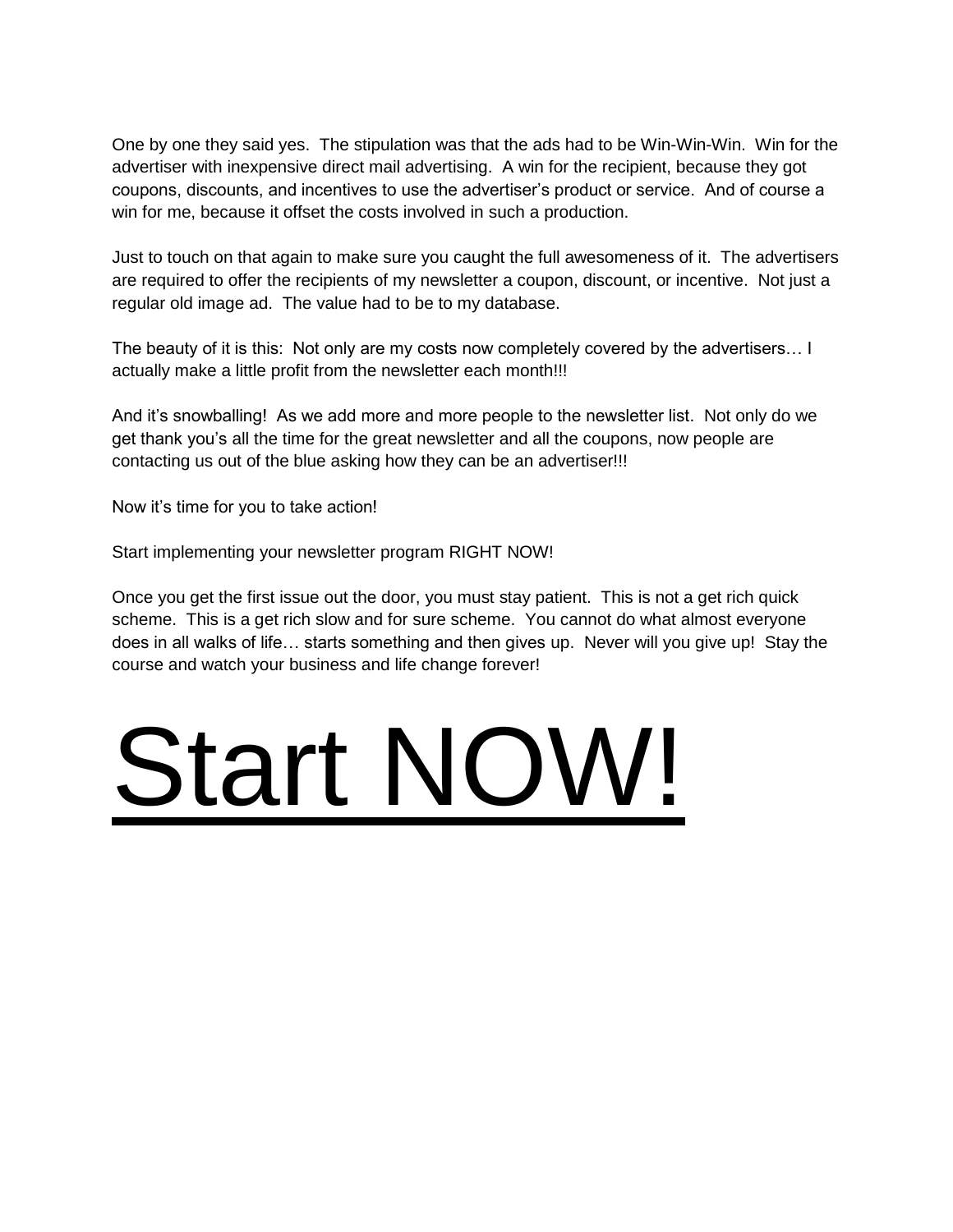One by one they said yes. The stipulation was that the ads had to be Win-Win-Win. Win for the advertiser with inexpensive direct mail advertising. A win for the recipient, because they got coupons, discounts, and incentives to use the advertiser's product or service. And of course a win for me, because it offset the costs involved in such a production.

Just to touch on that again to make sure you caught the full awesomeness of it. The advertisers are required to offer the recipients of my newsletter a coupon, discount, or incentive. Not just a regular old image ad. The value had to be to my database.

The beauty of it is this: Not only are my costs now completely covered by the advertisers… I actually make a little profit from the newsletter each month!!!

And it's snowballing! As we add more and more people to the newsletter list. Not only do we get thank you's all the time for the great newsletter and all the coupons, now people are contacting us out of the blue asking how they can be an advertiser!!!

Now it's time for you to take action!

Start implementing your newsletter program RIGHT NOW!

Once you get the first issue out the door, you must stay patient. This is not a get rich quick scheme. This is a get rich slow and for sure scheme. You cannot do what almost everyone does in all walks of life… starts something and then gives up. Never will you give up! Stay the course and watch your business and life change forever!

# <u>Start NOW!</u>